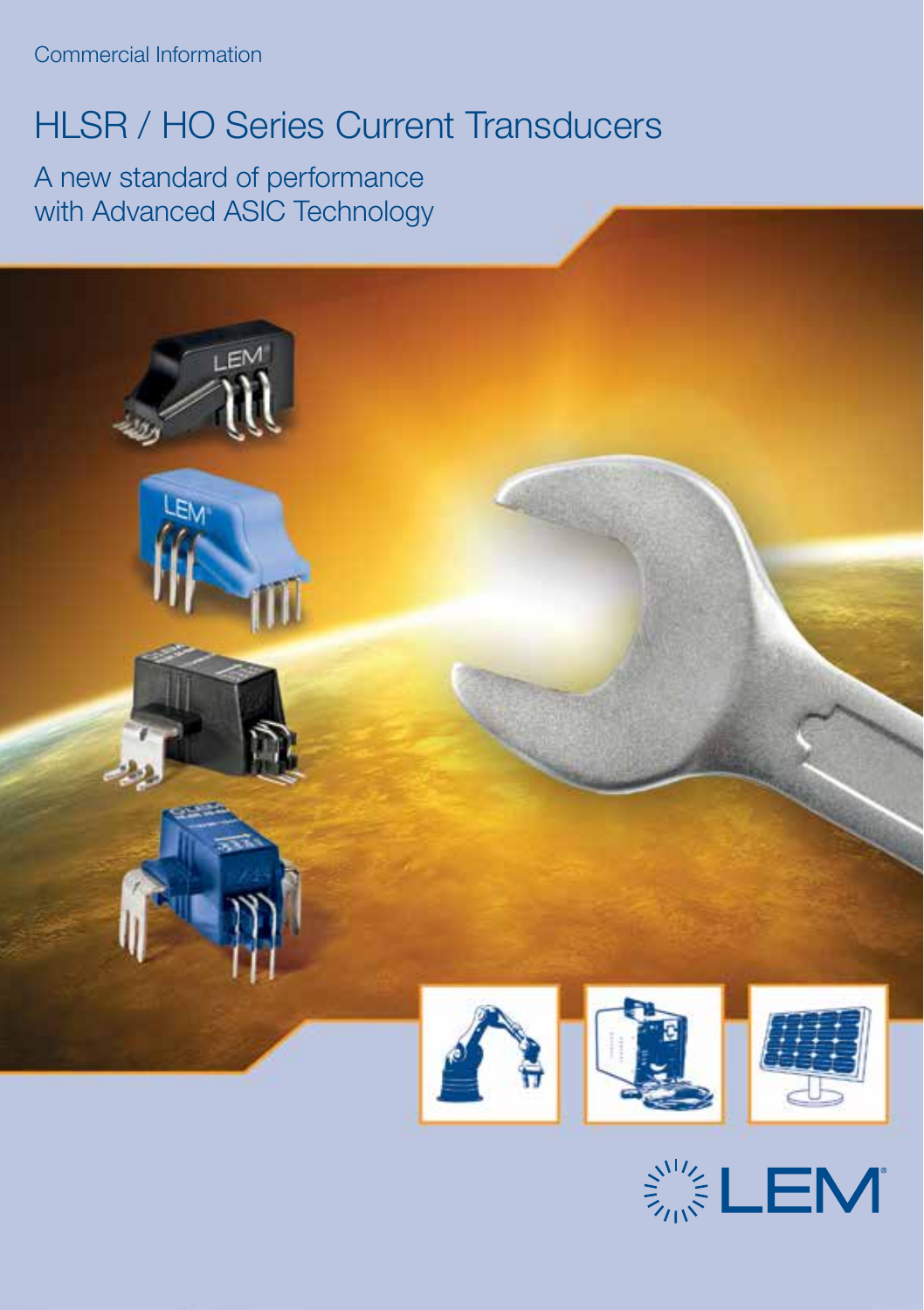Commercial Information

# HLSR / HO Series Current Transducers

## A new standard of performance with Advanced ASIC Technology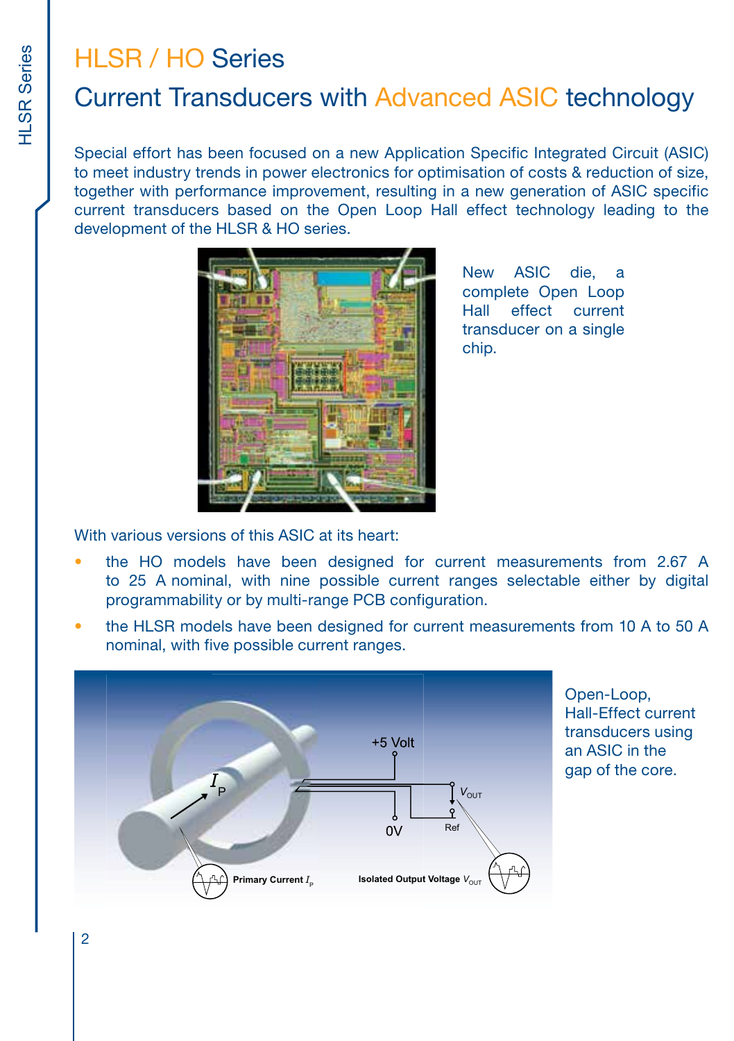# HLSR / HO Series

## Current Transducers with Advanced ASIC technology

Special effort has been focused on a new Application Specific Integrated Circuit (ASIC) to meet industry trends in power electronics for optimisation of costs & reduction of size, together with performance improvement, resulting in a new generation of ASIC specific current transducers based on the Open Loop Hall effect technology leading to the development of the HLSR & HO series.

New ASIC die, a complete Open Loop Hall effect current transducer on a single chip.

With various versions of this ASIC at its heart:

- the HO models have been designed for current measurements from 2.67 A to 25 A nominal, with nine possible current ranges selectable either by digital programmability or by multi-range PCB configuration.
- the HLSR models have been designed for current measurements from 10 A to 50 A nominal, with five possible current ranges.

Open-Loop, Hall-Effect current transducers using an ASIC in the gap of the core.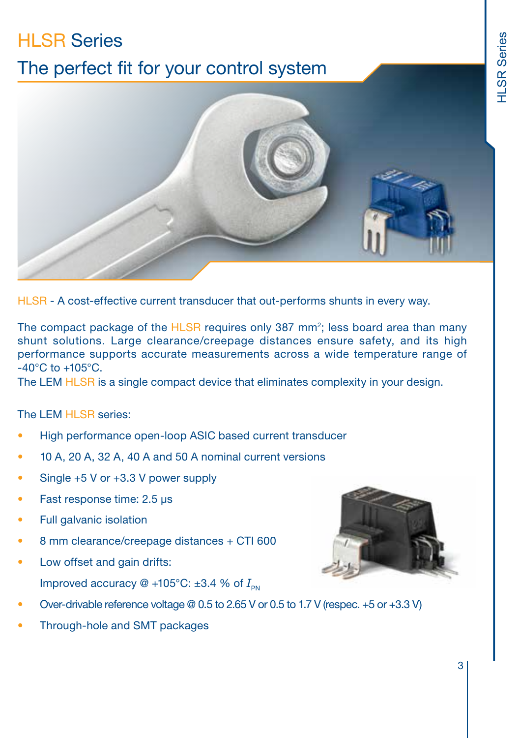# HLSR Series

## The perfect fit for your control system

HLSR - A cost-effective current transducer that out-performs shunts in every way.

The compact package of the HLSR requires only 387 mm$^2$; less board area than many shunt solutions. Large clearance/creepage distances ensure safety, and its high performance supports accurate measurements across a wide temperature range of -40°C to +105°C.
The LEM HLSR is a single compact device that eliminates complexity in your design.

The LEM HLSR series:

- High performance open-loop ASIC based current transducer
- 10 A, 20 A, 32 A, 40 A and 50 A nominal current versions
- Single +5 V or +3.3 V power supply
- Fast response time: 2.5 µs
- Full galvanic isolation
- 8 mm clearance/creepage distances + CTI 600
- Low offset and gain drifts:
  Improved accuracy @ +105°C: ±3.4 % of $I_{PN}$
- Over-drivable reference voltage @ 0.5 to 2.65 V or 0.5 to 1.7 V (respec. +5 or +3.3 V)
- Through-hole and SMT packages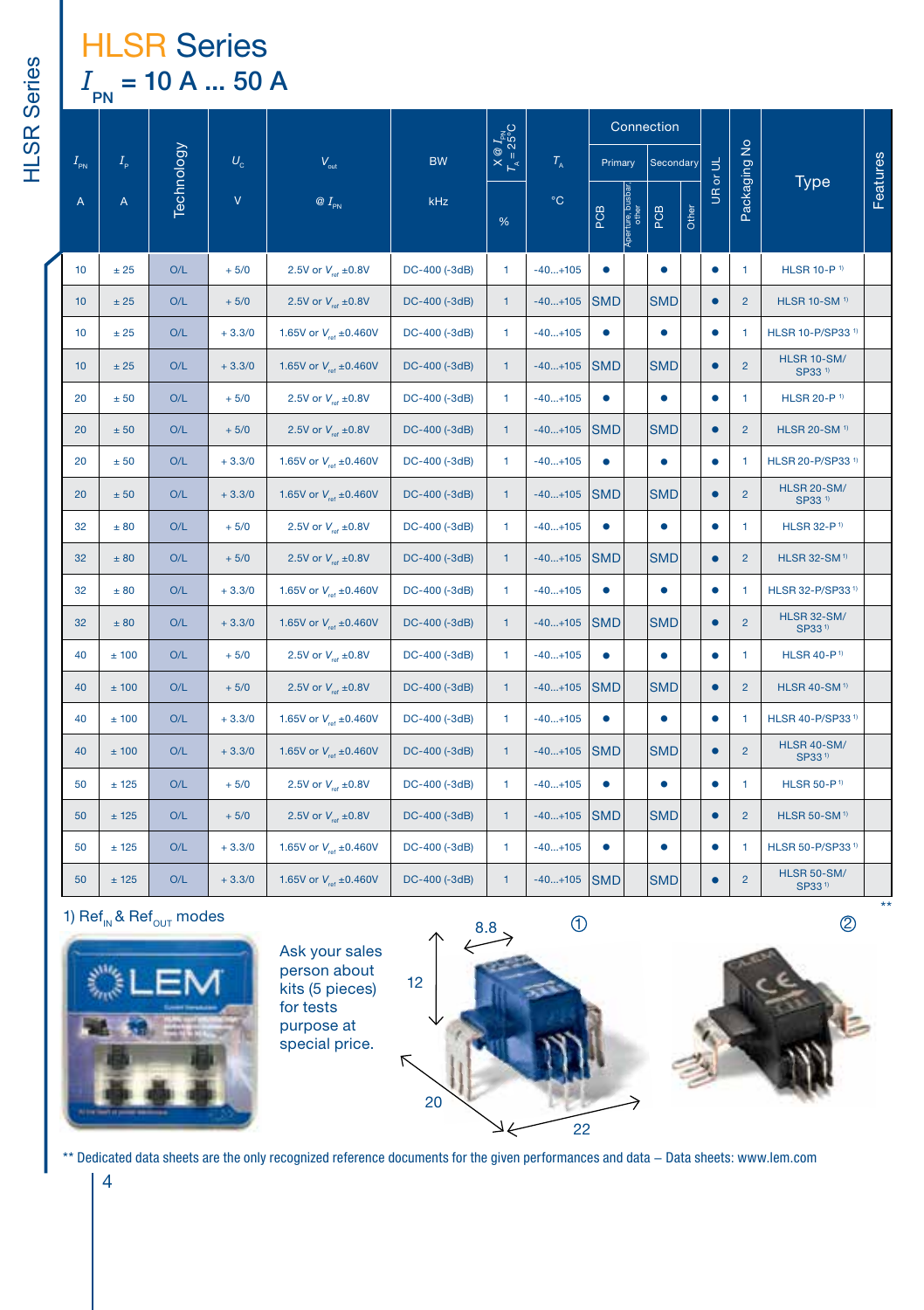# HLSR Series

## $I_{PN}$ = 10 A ... 50 A

| $I_{PN}$ | $I_P$ | Technology | $U_C$ | $V_{out}$ | BW | X @ $I_{PN}$ $T_A$ = 25°C | $T_A$ | Connection | | | | UR or UL | Packaging No | Type | Features |
|---|---|---|---|---|---|---|---|---|---|---|---|---|---|---|---|
| | | | | | | | | Primary | | Secondary | | | | | |
| A | A | | V | @ $I_{PN}$ | kHz | % | °C | PCB | Aperture, busbar, other | PCB | Other | | | | |
| 10 | ± 25 | O/L | + 5/0 | 2.5V or $V_{ref}$ ±0.8V | DC-400 (-3dB) | 1 | -40...+105 | ● | | ● | | ● | 1 | HLSR 10-P [1] | |
| 10 | ± 25 | O/L | + 5/0 | 2.5V or $V_{ref}$ ±0.8V | DC-400 (-3dB) | 1 | -40...+105 | SMD | | SMD | | ● | 2 | HLSR 10-SM [1] | |
| 10 | ± 25 | O/L | + 3.3/0 | 1.65V or $V_{ref}$ ±0.460V | DC-400 (-3dB) | 1 | -40...+105 | ● | | ● | | ● | 1 | HLSR 10-P/SP33 [1] | |
| 10 | ± 25 | O/L | + 3.3/0 | 1.65V or $V_{ref}$ ±0.460V | DC-400 (-3dB) | 1 | -40...+105 | SMD | | SMD | | ● | 2 | HLSR 10-SM/SP33 [1] | |
| 20 | ± 50 | O/L | + 5/0 | 2.5V or $V_{ref}$ ±0.8V | DC-400 (-3dB) | 1 | -40...+105 | ● | | ● | | ● | 1 | HLSR 20-P [1] | |
| 20 | ± 50 | O/L | + 5/0 | 2.5V or $V_{ref}$ ±0.8V | DC-400 (-3dB) | 1 | -40...+105 | SMD | | SMD | | ● | 2 | HLSR 20-SM [1] | |
| 20 | ± 50 | O/L | + 3.3/0 | 1.65V or $V_{ref}$ ±0.460V | DC-400 (-3dB) | 1 | -40...+105 | ● | | ● | | ● | 1 | HLSR 20-P/SP33 [1] | |
| 20 | ± 50 | O/L | + 3.3/0 | 1.65V or $V_{ref}$ ±0.460V | DC-400 (-3dB) | 1 | -40...+105 | SMD | | SMD | | ● | 2 | HLSR 20-SM/SP33 [1] | |
| 32 | ± 80 | O/L | + 5/0 | 2.5V or $V_{ref}$ ±0.8V | DC-400 (-3dB) | 1 | -40...+105 | ● | | ● | | ● | 1 | HLSR 32-P [1] | |
| 32 | ± 80 | O/L | + 5/0 | 2.5V or $V_{ref}$ ±0.8V | DC-400 (-3dB) | 1 | -40...+105 | SMD | | SMD | | ● | 2 | HLSR 32-SM [1] | |
| 32 | ± 80 | O/L | + 3.3/0 | 1.65V or $V_{ref}$ ±0.460V | DC-400 (-3dB) | 1 | -40...+105 | ● | | ● | | ● | 1 | HLSR 32-P/SP33 [1] | |
| 32 | ± 80 | O/L | + 3.3/0 | 1.65V or $V_{ref}$ ±0.460V | DC-400 (-3dB) | 1 | -40...+105 | SMD | | SMD | | ● | 2 | HLSR 32-SM/SP33 [1] | |
| 40 | ± 100 | O/L | + 5/0 | 2.5V or $V_{ref}$ ±0.8V | DC-400 (-3dB) | 1 | -40...+105 | ● | | ● | | ● | 1 | HLSR 40-P [1] | |
| 40 | ± 100 | O/L | + 5/0 | 2.5V or $V_{ref}$ ±0.8V | DC-400 (-3dB) | 1 | -40...+105 | SMD | | SMD | | ● | 2 | HLSR 40-SM [1] | |
| 40 | ± 100 | O/L | + 3.3/0 | 1.65V or $V_{ref}$ ±0.460V | DC-400 (-3dB) | 1 | -40...+105 | ● | | ● | | ● | 1 | HLSR 40-P/SP33 [1] | |
| 40 | ± 100 | O/L | + 3.3/0 | 1.65V or $V_{ref}$ ±0.460V | DC-400 (-3dB) | 1 | -40...+105 | SMD | | SMD | | ● | 2 | HLSR 40-SM/SP33 [1] | |
| 50 | ± 125 | O/L | + 5/0 | 2.5V or $V_{ref}$ ±0.8V | DC-400 (-3dB) | 1 | -40...+105 | ● | | ● | | ● | 1 | HLSR 50-P [1] | |
| 50 | ± 125 | O/L | + 5/0 | 2.5V or $V_{ref}$ ±0.8V | DC-400 (-3dB) | 1 | -40...+105 | SMD | | SMD | | ● | 2 | HLSR 50-SM [1] | |
| 50 | ± 125 | O/L | + 3.3/0 | 1.65V or $V_{ref}$ ±0.460V | DC-400 (-3dB) | 1 | -40...+105 | ● | | ● | | ● | 1 | HLSR 50-P/SP33 [1] | |
| 50 | ± 125 | O/L | + 3.3/0 | 1.65V or $V_{ref}$ ±0.460V | DC-400 (-3dB) | 1 | -40...+105 | SMD | | SMD | | ● | 2 | HLSR 50-SM/SP33 [1] | |

**

1) $Ref_{IN}$ & $Ref_{OUT}$ modes

Ask your sales person about kits (5 pieces) for tests purpose at special price.

8.8 — 12 — 20 — 22

① ②

** Dedicated data sheets are the only recognized reference documents for the given performances and data – Data sheets: www.lem.com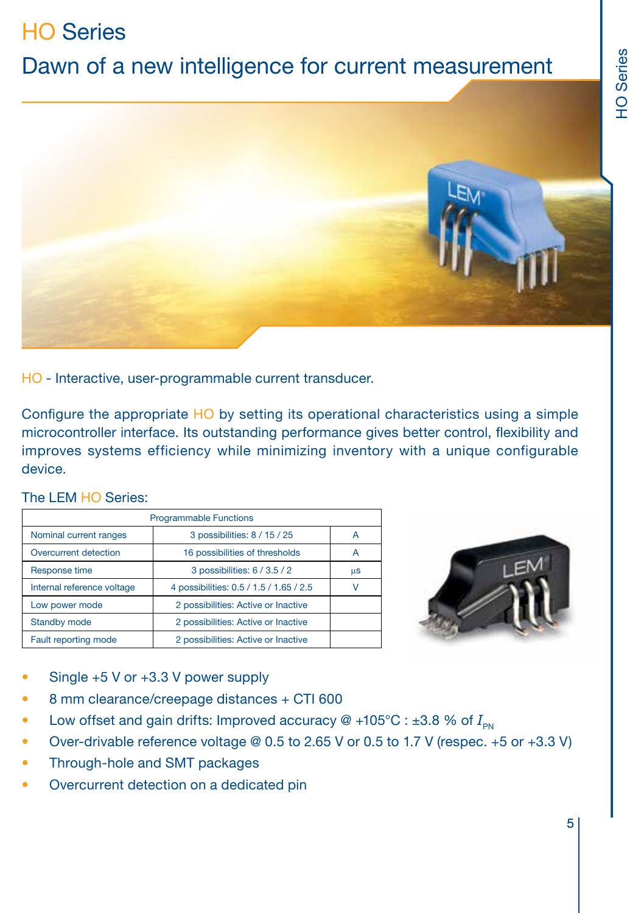# HO Series

## Dawn of a new intelligence for current measurement

HO - Interactive, user-programmable current transducer.

Configure the appropriate HO by setting its operational characteristics using a simple microcontroller interface. Its outstanding performance gives better control, flexibility and improves systems efficiency while minimizing inventory with a unique configurable device.

The LEM HO Series:

| Programmable Functions | | |
|---|---|---|
| Nominal current ranges | 3 possibilities: 8 / 15 / 25 | A |
| Overcurrent detection | 16 possibilities of thresholds | A |
| Response time | 3 possibilities: 6 / 3.5 / 2 | µs |
| Internal reference voltage | 4 possibilities: 0.5 / 1.5 / 1.65 / 2.5 | V |
| Low power mode | 2 possibilities: Active or Inactive | |
| Standby mode | 2 possibilities: Active or Inactive | |
| Fault reporting mode | 2 possibilities: Active or Inactive | |

- Single +5 V or +3.3 V power supply
- 8 mm clearance/creepage distances + CTI 600
- Low offset and gain drifts: Improved accuracy @ +105°C : ±3.8 % of $I_{PN}$
- Over-drivable reference voltage @ 0.5 to 2.65 V or 0.5 to 1.7 V (respec. +5 or +3.3 V)
- Through-hole and SMT packages
- Overcurrent detection on a dedicated pin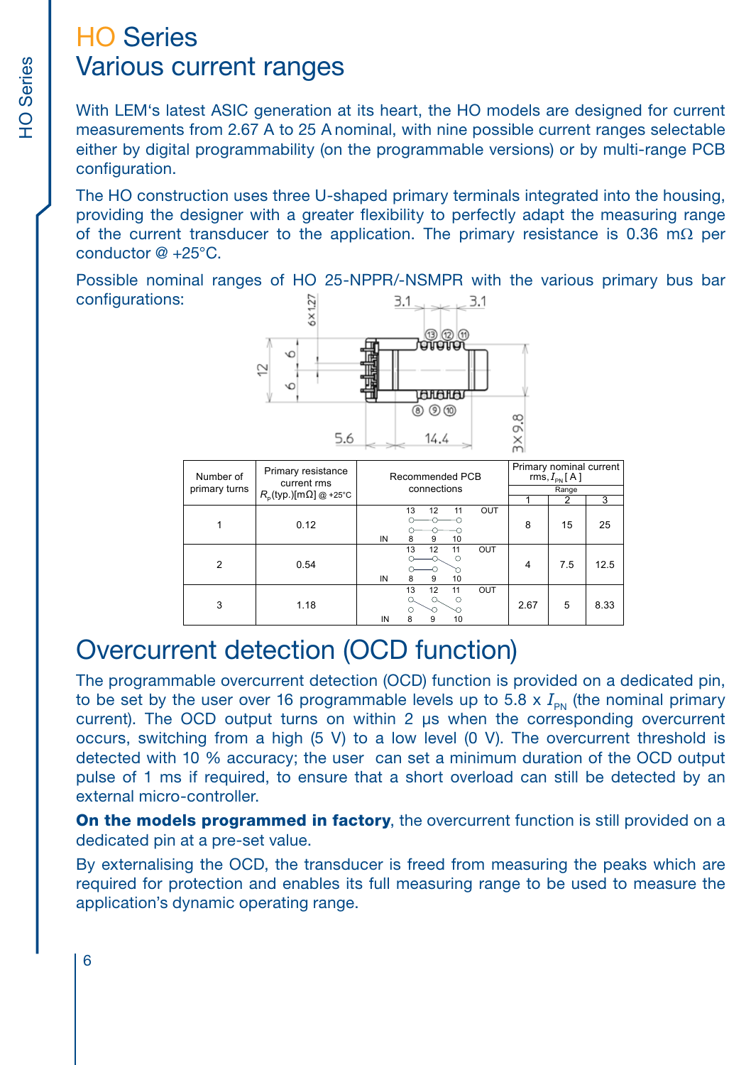# HO Series
## Various current ranges

With LEM's latest ASIC generation at its heart, the HO models are designed for current measurements from 2.67 A to 25 A nominal, with nine possible current ranges selectable either by digital programmability (on the programmable versions) or by multi-range PCB configuration.

The HO construction uses three U-shaped primary terminals integrated into the housing, providing the designer with a greater flexibility to perfectly adapt the measuring range of the current transducer to the application. The primary resistance is 0.36 mΩ per conductor @ +25°C.

Possible nominal ranges of HO 25-NPPR/-NSMPR with the various primary bus bar configurations:

| Number of primary turns | Primary resistance current rms $R_p$(typ.)[mΩ] @ +25°C | Recommended PCB connections | Primary nominal current rms, $I_{PN}$ [A] Range | | |
|---|---|---|---|---|---|
| | | | 1 | 2 | 3 |
| 1 | 0.12 | IN 8-13, 9-12, 10-11 OUT | 8 | 15 | 25 |
| 2 | 0.54 | IN 8, 9-13, 12-10, 11 OUT | 4 | 7.5 | 12.5 |
| 3 | 1.18 | IN 8, 13-9, 12-10, 11 OUT | 2.67 | 5 | 8.33 |

# Overcurrent detection (OCD function)

The programmable overcurrent detection (OCD) function is provided on a dedicated pin, to be set by the user over 16 programmable levels up to 5.8 x $I_{PN}$ (the nominal primary current). The OCD output turns on within 2 µs when the corresponding overcurrent occurs, switching from a high (5 V) to a low level (0 V). The overcurrent threshold is detected with 10 % accuracy; the user can set a minimum duration of the OCD output pulse of 1 ms if required, to ensure that a short overload can still be detected by an external micro-controller.

**On the models programmed in factory**, the overcurrent function is still provided on a dedicated pin at a pre-set value.

By externalising the OCD, the transducer is freed from measuring the peaks which are required for protection and enables its full measuring range to be used to measure the application's dynamic operating range.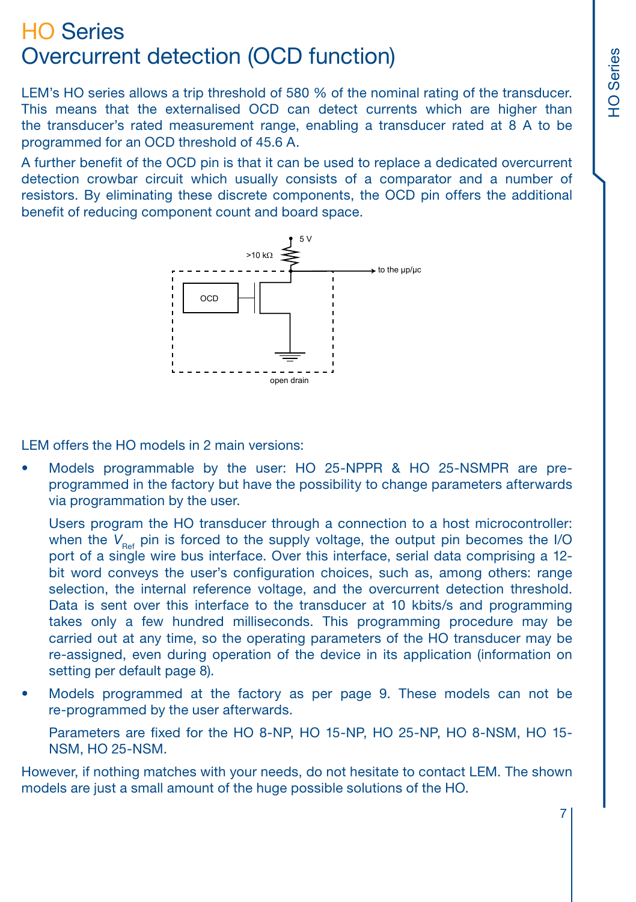# HO Series
# Overcurrent detection (OCD function)

LEM's HO series allows a trip threshold of 580 % of the nominal rating of the transducer. This means that the externalised OCD can detect currents which are higher than the transducer's rated measurement range, enabling a transducer rated at 8 A to be programmed for an OCD threshold of 45.6 A.

A further benefit of the OCD pin is that it can be used to replace a dedicated overcurrent detection crowbar circuit which usually consists of a comparator and a number of resistors. By eliminating these discrete components, the OCD pin offers the additional benefit of reducing component count and board space.

5 V

>10 kΩ

to the µp/µc

OCD

open drain

LEM offers the HO models in 2 main versions:

- Models programmable by the user: HO 25-NPPR & HO 25-NSMPR are pre-programmed in the factory but have the possibility to change parameters afterwards via programmation by the user.

  Users program the HO transducer through a connection to a host microcontroller: when the $V_{Ref}$ pin is forced to the supply voltage, the output pin becomes the I/O port of a single wire bus interface. Over this interface, serial data comprising a 12-bit word conveys the user's configuration choices, such as, among others: range selection, the internal reference voltage, and the overcurrent detection threshold. Data is sent over this interface to the transducer at 10 kbits/s and programming takes only a few hundred milliseconds. This programming procedure may be carried out at any time, so the operating parameters of the HO transducer may be re-assigned, even during operation of the device in its application (information on setting per default page 8).

- Models programmed at the factory as per page 9. These models can not be re-programmed by the user afterwards.

  Parameters are fixed for the HO 8-NP, HO 15-NP, HO 25-NP, HO 8-NSM, HO 15-NSM, HO 25-NSM.

However, if nothing matches with your needs, do not hesitate to contact LEM. The shown models are just a small amount of the huge possible solutions of the HO.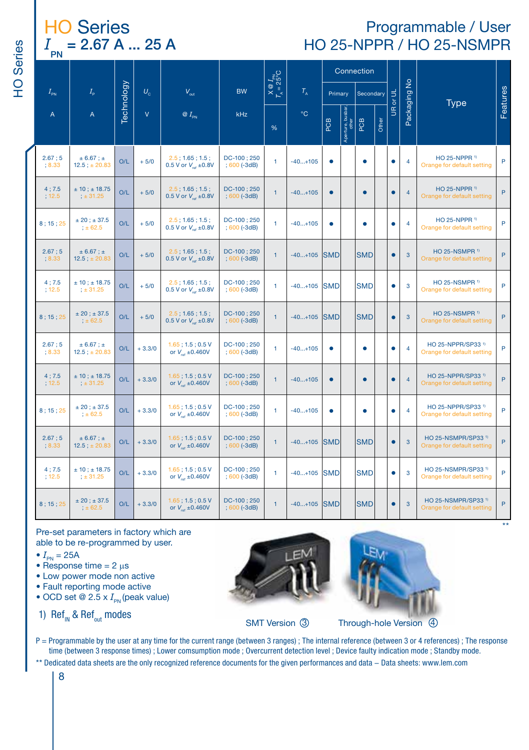# HO Series

## $I_{PN}$ = 2.67 A ... 25 A

## Programmable / User
## HO 25-NPPR / HO 25-NSMPR

| $I_{PN}$ | $I_P$ | Technology | $U_C$ | $V_{out}$ | BW | X @ $I_{PN}$ $T_A$ = 25°C | $T_A$ | Connection | | | | UR or UL | Packaging No | Type | Features |
|---|---|---|---|---|---|---|---|---|---|---|---|---|---|---|---|
| | | | | | | | | Primary | | Secondary | | | | | |
| A | A | | V | @ $I_{PN}$ | kHz | % | °C | PCB | Aperture, busbar, other | PCB | Other | | | | |
| 2.67 ; 5 ; 8.33 | ± 6.67 ; ± 12.5 ; ± 20.83 | O/L | + 5/0 | 2.5 ; 1.65 ; 1.5 ; 0.5 V or $V_{ref}$ ±0.8V | DC-100 ; 250 ; 600 (-3dB) | 1 | -40...+105 | • | | • | | • | 4 | HO 25-NPPR [1] Orange for default setting | P |
| 4 ; 7.5 ; 12.5 | ± 10 ; ± 18.75 ; ± 31.25 | O/L | + 5/0 | 2.5 ; 1.65 ; 1.5 ; 0.5 V or $V_{ref}$ ±0.8V | DC-100 ; 250 ; 600 (-3dB) | 1 | -40...+105 | • | | • | | • | 4 | HO 25-NPPR [1] Orange for default setting | P |
| 8 ; 15 ; 25 | ± 20 ; ± 37.5 ; ± 62.5 | O/L | + 5/0 | 2.5 ; 1.65 ; 1.5 ; 0.5 V or $V_{ref}$ ±0.8V | DC-100 ; 250 ; 600 (-3dB) | 1 | -40...+105 | • | | • | | • | 4 | HO 25-NPPR [1] Orange for default setting | P |
| 2.67 ; 5 ; 8.33 | ± 6.67 ; ± 12.5 ; ± 20.83 | O/L | + 5/0 | 2.5 ; 1.65 ; 1.5 ; 0.5 V or $V_{ref}$ ±0.8V | DC-100 ; 250 ; 600 (-3dB) | 1 | -40...+105 | SMD | | SMD | | • | 3 | HO 25-NSMPR [1] Orange for default setting | P |
| 4 ; 7.5 ; 12.5 | ± 10 ; ± 18.75 ; ± 31.25 | O/L | + 5/0 | 2.5 ; 1.65 ; 1.5 ; 0.5 V or $V_{ref}$ ±0.8V | DC-100 ; 250 ; 600 (-3dB) | 1 | -40...+105 | SMD | | SMD | | • | 3 | HO 25-NSMPR [1] Orange for default setting | P |
| 8 ; 15 ; 25 | ± 20 ; ± 37.5 ; ± 62.5 | O/L | + 5/0 | 2.5 ; 1.65 ; 1.5 ; 0.5 V or $V_{ref}$ ±0.8V | DC-100 ; 250 ; 600 (-3dB) | 1 | -40...+105 | SMD | | SMD | | • | 3 | HO 25-NSMPR [1] Orange for default setting | P |
| 2.67 ; 5 ; 8.33 | ± 6.67 ; ± 12.5 ; ± 20.83 | O/L | + 3.3/0 | 1.65 ; 1.5 ; 0.5 V or $V_{ref}$ ±0.460V | DC-100 ; 250 ; 600 (-3dB) | 1 | -40...+105 | • | | • | | • | 4 | HO 25-NPPR/SP33 [1] Orange for default setting | P |
| 4 ; 7.5 ; 12.5 | ± 10 ; ± 18.75 ; ± 31.25 | O/L | + 3.3/0 | 1.65 ; 1.5 ; 0.5 V or $V_{ref}$ ±0.460V | DC-100 ; 250 ; 600 (-3dB) | 1 | -40...+105 | • | | • | | • | 4 | HO 25-NPPR/SP33 [1] Orange for default setting | P |
| 8 ; 15 ; 25 | ± 20 ; ± 37.5 ; ± 62.5 | O/L | + 3.3/0 | 1.65 ; 1.5 ; 0.5 V or $V_{ref}$ ±0.460V | DC-100 ; 250 ; 600 (-3dB) | 1 | -40...+105 | • | | • | | • | 4 | HO 25-NPPR/SP33 [1] Orange for default setting | P |
| 2.67 ; 5 ; 8.33 | ± 6.67 ; ± 12.5 ; ± 20.83 | O/L | + 3.3/0 | 1.65 ; 1.5 ; 0.5 V or $V_{ref}$ ±0.460V | DC-100 ; 250 ; 600 (-3dB) | 1 | -40...+105 | SMD | | SMD | | • | 3 | HO 25-NSMPR/SP33 [1] Orange for default setting | P |
| 4 ; 7.5 ; 12.5 | ± 10 ; ± 18.75 ; ± 31.25 | O/L | + 3.3/0 | 1.65 ; 1.5 ; 0.5 V or $V_{ref}$ ±0.460V | DC-100 ; 250 ; 600 (-3dB) | 1 | -40...+105 | SMD | | SMD | | • | 3 | HO 25-NSMPR/SP33 [1] Orange for default setting | P |
| 8 ; 15 ; 25 | ± 20 ; ± 37.5 ; ± 62.5 | O/L | + 3.3/0 | 1.65 ; 1.5 ; 0.5 V or $V_{ref}$ ±0.460V | DC-100 ; 250 ; 600 (-3dB) | 1 | -40...+105 | SMD | | SMD | | • | 3 | HO 25-NSMPR/SP33 [1] Orange for default setting | P |

\*\*

Pre-set parameters in factory which are able to be re-programmed by user.

- $I_{PN}$ = 25A
- Response time = 2 µs
- Low power mode non active
- Fault reporting mode active
- OCD set @ 2.5 x $I_{PN}$ (peak value)

1) $Ref_{IN}$ & $Ref_{out}$ modes

SMT Version ③ Through-hole Version ④

P = Programmable by the user at any time for the current range (between 3 ranges) ; The internal reference (between 3 or 4 references) ; The response time (between 3 response times) ; Lower comsumption mode ; Overcurrent detection level ; Device faulty indication mode ; Standby mode.

\*\* Dedicated data sheets are the only recognized reference documents for the given performances and data – Data sheets: www.lem.com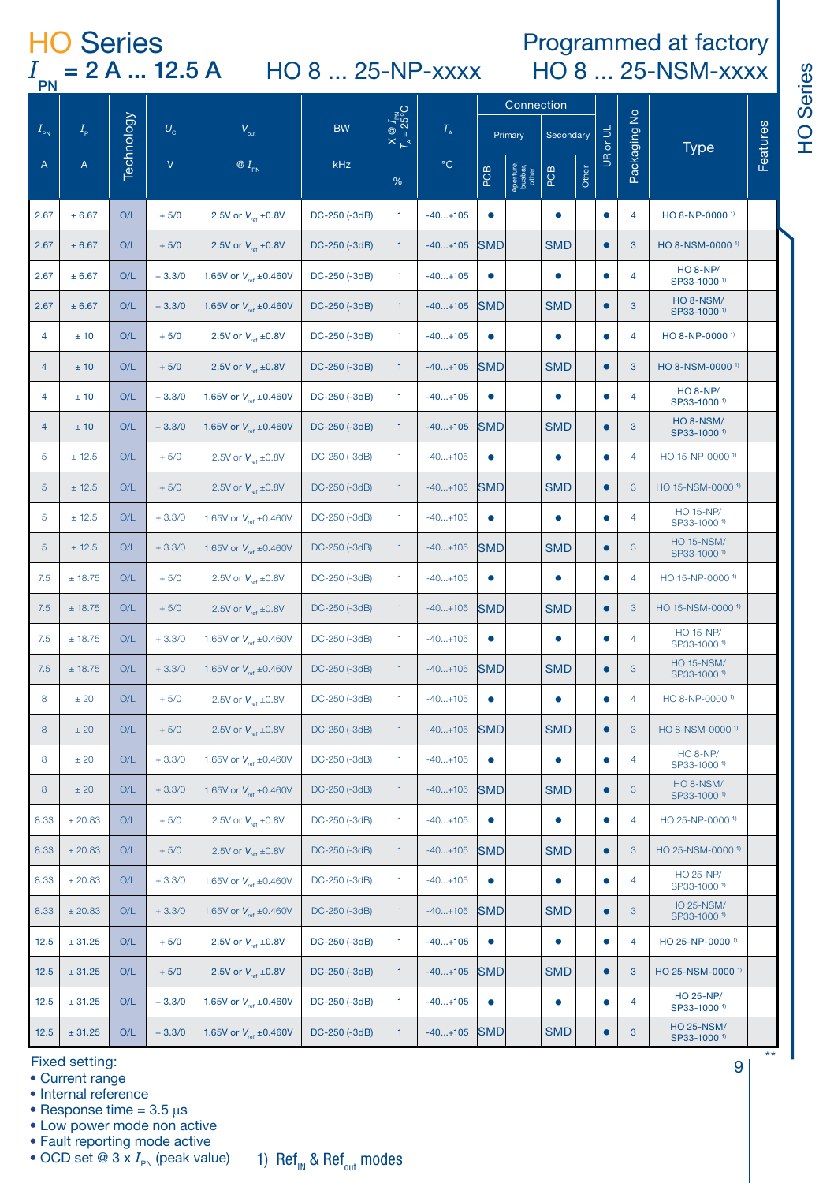# HO Series

## $I_{PN}$ = 2 A ... 12.5 A — HO 8 ... 25-NP-xxxx — Programmed at factory HO 8 ... 25-NSM-xxxx

| $I_{PN}$ | $I_P$ | Technology | $U_C$ | $V_{out}$ | BW | X @ $I_{PN}$ $T_A$ = 25°C | $T_A$ | Connection | | | | UR or UL | Packaging No | Type | Features |
|---|---|---|---|---|---|---|---|---|---|---|---|---|---|---|---|
| | | | | | | | | Primary | | Secondary | | | | | |
| A | A | | V | @ $I_{PN}$ | kHz | % | °C | PCB | Aperture, busbar, other | PCB | Other | | | | |
| 2.67 | ± 6.67 | O/L | + 5/0 | 2.5V or $V_{ref}$ ±0.8V | DC-250 (-3dB) | 1 | -40...+105 | ● | | ● | | ● | 4 | HO 8-NP-0000 1) | |
| 2.67 | ± 6.67 | O/L | + 5/0 | 2.5V or $V_{ref}$ ±0.8V | DC-250 (-3dB) | 1 | -40...+105 | SMD | | SMD | | ● | 3 | HO 8-NSM-0000 1) | |
| 2.67 | ± 6.67 | O/L | + 3.3/0 | 1.65V or $V_{ref}$ ±0.460V | DC-250 (-3dB) | 1 | -40...+105 | ● | | ● | | ● | 4 | HO 8-NP/SP33-1000 1) | |
| 2.67 | ± 6.67 | O/L | + 3.3/0 | 1.65V or $V_{ref}$ ±0.460V | DC-250 (-3dB) | 1 | -40...+105 | SMD | | SMD | | ● | 3 | HO 8-NSM/SP33-1000 1) | |
| 4 | ± 10 | O/L | + 5/0 | 2.5V or $V_{ref}$ ±0.8V | DC-250 (-3dB) | 1 | -40...+105 | ● | | ● | | ● | 4 | HO 8-NP-0000 1) | |
| 4 | ± 10 | O/L | + 5/0 | 2.5V or $V_{ref}$ ±0.8V | DC-250 (-3dB) | 1 | -40...+105 | SMD | | SMD | | ● | 3 | HO 8-NSM-0000 1) | |
| 4 | ± 10 | O/L | + 3.3/0 | 1.65V or $V_{ref}$ ±0.460V | DC-250 (-3dB) | 1 | -40...+105 | ● | | ● | | ● | 4 | HO 8-NP/SP33-1000 1) | |
| 4 | ± 10 | O/L | + 3.3/0 | 1.65V or $V_{ref}$ ±0.460V | DC-250 (-3dB) | 1 | -40...+105 | SMD | | SMD | | ● | 3 | HO 8-NSM/SP33-1000 1) | |
| 5 | ± 12.5 | O/L | + 5/0 | 2.5V or $V_{ref}$ ±0.8V | DC-250 (-3dB) | 1 | -40...+105 | ● | | ● | | ● | 4 | HO 15-NP-0000 1) | |
| 5 | ± 12.5 | O/L | + 5/0 | 2.5V or $V_{ref}$ ±0.8V | DC-250 (-3dB) | 1 | -40...+105 | SMD | | SMD | | ● | 3 | HO 15-NSM-0000 1) | |
| 5 | ± 12.5 | O/L | + 3.3/0 | 1.65V or $V_{ref}$ ±0.460V | DC-250 (-3dB) | 1 | -40...+105 | ● | | ● | | ● | 4 | HO 15-NP/SP33-1000 1) | |
| 5 | ± 12.5 | O/L | + 3.3/0 | 1.65V or $V_{ref}$ ±0.460V | DC-250 (-3dB) | 1 | -40...+105 | SMD | | SMD | | ● | 3 | HO 15-NSM/SP33-1000 1) | |
| 7.5 | ± 18.75 | O/L | + 5/0 | 2.5V or $V_{ref}$ ±0.8V | DC-250 (-3dB) | 1 | -40...+105 | ● | | ● | | ● | 4 | HO 15-NP-0000 1) | |
| 7.5 | ± 18.75 | O/L | + 5/0 | 2.5V or $V_{ref}$ ±0.8V | DC-250 (-3dB) | 1 | -40...+105 | SMD | | SMD | | ● | 3 | HO 15-NSM-0000 1) | |
| 7.5 | ± 18.75 | O/L | + 3.3/0 | 1.65V or $V_{ref}$ ±0.460V | DC-250 (-3dB) | 1 | -40...+105 | ● | | ● | | ● | 4 | HO 15-NP/SP33-1000 1) | |
| 7.5 | ± 18.75 | O/L | + 3.3/0 | 1.65V or $V_{ref}$ ±0.460V | DC-250 (-3dB) | 1 | -40...+105 | SMD | | SMD | | ● | 3 | HO 15-NSM/SP33-1000 1) | |
| 8 | ± 20 | O/L | + 5/0 | 2.5V or $V_{ref}$ ±0.8V | DC-250 (-3dB) | 1 | -40...+105 | ● | | ● | | ● | 4 | HO 8-NP-0000 1) | |
| 8 | ± 20 | O/L | + 5/0 | 2.5V or $V_{ref}$ ±0.8V | DC-250 (-3dB) | 1 | -40...+105 | SMD | | SMD | | ● | 3 | HO 8-NSM-0000 1) | |
| 8 | ± 20 | O/L | + 3.3/0 | 1.65V or $V_{ref}$ ±0.460V | DC-250 (-3dB) | 1 | -40...+105 | ● | | ● | | ● | 4 | HO 8-NP/SP33-1000 1) | |
| 8 | ± 20 | O/L | + 3.3/0 | 1.65V or $V_{ref}$ ±0.460V | DC-250 (-3dB) | 1 | -40...+105 | SMD | | SMD | | ● | 3 | HO 8-NSM/SP33-1000 1) | |
| 8.33 | ± 20.83 | O/L | + 5/0 | 2.5V or $V_{ref}$ ±0.8V | DC-250 (-3dB) | 1 | -40...+105 | ● | | ● | | ● | 4 | HO 25-NP-0000 1) | |
| 8.33 | ± 20.83 | O/L | + 5/0 | 2.5V or $V_{ref}$ ±0.8V | DC-250 (-3dB) | 1 | -40...+105 | SMD | | SMD | | ● | 3 | HO 25-NSM-0000 1) | |
| 8.33 | ± 20.83 | O/L | + 3.3/0 | 1.65V or $V_{ref}$ ±0.460V | DC-250 (-3dB) | 1 | -40...+105 | ● | | ● | | ● | 4 | HO 25-NP/SP33-1000 1) | |
| 8.33 | ± 20.83 | O/L | + 3.3/0 | 1.65V or $V_{ref}$ ±0.460V | DC-250 (-3dB) | 1 | -40...+105 | SMD | | SMD | | ● | 3 | HO 25-NSM/SP33-1000 1) | |
| 12.5 | ± 31.25 | O/L | + 5/0 | 2.5V or $V_{ref}$ ±0.8V | DC-250 (-3dB) | 1 | -40...+105 | ● | | ● | | ● | 4 | HO 25-NP-0000 1) | |
| 12.5 | ± 31.25 | O/L | + 5/0 | 2.5V or $V_{ref}$ ±0.8V | DC-250 (-3dB) | 1 | -40...+105 | SMD | | SMD | | ● | 3 | HO 25-NSM-0000 1) | |
| 12.5 | ± 31.25 | O/L | + 3.3/0 | 1.65V or $V_{ref}$ ±0.460V | DC-250 (-3dB) | 1 | -40...+105 | ● | | ● | | ● | 4 | HO 25-NP/SP33-1000 1) | |
| 12.5 | ± 31.25 | O/L | + 3.3/0 | 1.65V or $V_{ref}$ ±0.460V | DC-250 (-3dB) | 1 | -40...+105 | SMD | | SMD | | ● | 3 | HO 25-NSM/SP33-1000 1) | |

Fixed setting:
- Current range
- Internal reference
- Response time = 3.5 µs
- Low power mode non active
- Fault reporting mode active
- OCD set @ 3 x $I_{PN}$ (peak value)

1) $Ref_{IN}$ & $Ref_{out}$ modes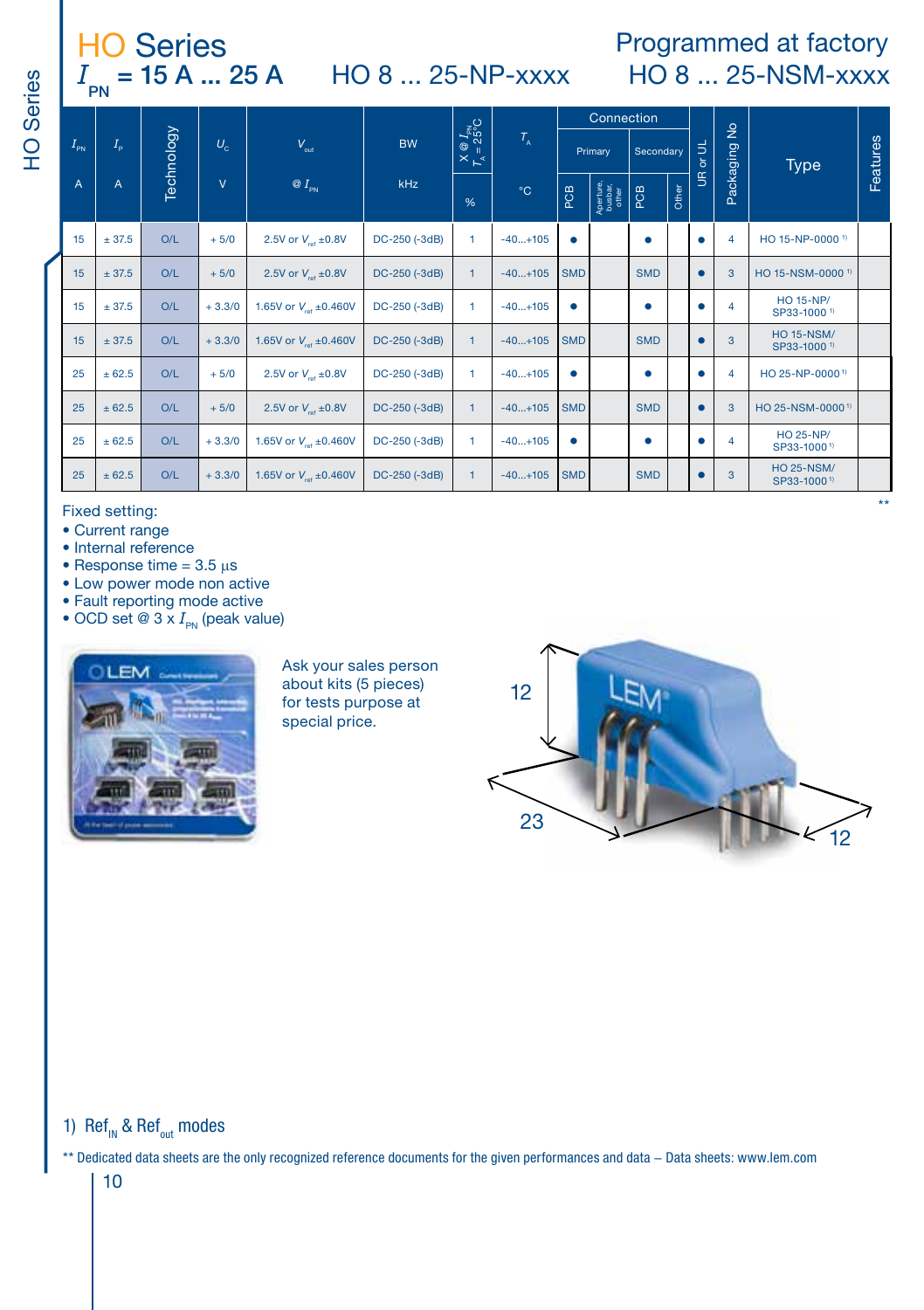# HO Series

## $I_{PN}$ = 15 A ... 25 A     HO 8 ... 25-NP-xxxx

## Programmed at factory HO 8 ... 25-NSM-xxxx

| $I_{PN}$ | $I_P$ | Technology | $U_C$ | $V_{out}$ | BW | X @ $I_{PN}$ $T_A$ = 25°C | $T_A$ | Connection | | | | UR or UL | Packaging No | Type | Features |
|---|---|---|---|---|---|---|---|---|---|---|---|---|---|---|---|
| | | | | | | | | Primary | | Secondary | | | | | |
| A | A | | V | @ $I_{PN}$ | kHz | % | °C | PCB | Aperture, busbar, other | PCB | Other | | | | |
| 15 | ± 37.5 | O/L | + 5/0 | 2.5V or $V_{ref}$ ±0.8V | DC-250 (-3dB) | 1 | -40...+105 | ● | | ● | | ● | 4 | HO 15-NP-0000 [1] | |
| 15 | ± 37.5 | O/L | + 5/0 | 2.5V or $V_{ref}$ ±0.8V | DC-250 (-3dB) | 1 | -40...+105 | SMD | | SMD | | ● | 3 | HO 15-NSM-0000 [1] | |
| 15 | ± 37.5 | O/L | + 3.3/0 | 1.65V or $V_{ref}$ ±0.460V | DC-250 (-3dB) | 1 | -40...+105 | ● | | ● | | ● | 4 | HO 15-NP/ SP33-1000 [1] | |
| 15 | ± 37.5 | O/L | + 3.3/0 | 1.65V or $V_{ref}$ ±0.460V | DC-250 (-3dB) | 1 | -40...+105 | SMD | | SMD | | ● | 3 | HO 15-NSM/ SP33-1000 [1] | |
| 25 | ± 62.5 | O/L | + 5/0 | 2.5V or $V_{ref}$ ±0.8V | DC-250 (-3dB) | 1 | -40...+105 | ● | | ● | | ● | 4 | HO 25-NP-0000 [1] | |
| 25 | ± 62.5 | O/L | + 5/0 | 2.5V or $V_{ref}$ ±0.8V | DC-250 (-3dB) | 1 | -40...+105 | SMD | | SMD | | ● | 3 | HO 25-NSM-0000 [1] | |
| 25 | ± 62.5 | O/L | + 3.3/0 | 1.65V or $V_{ref}$ ±0.460V | DC-250 (-3dB) | 1 | -40...+105 | ● | | ● | | ● | 4 | HO 25-NP/ SP33-1000 [1] | |
| 25 | ± 62.5 | O/L | + 3.3/0 | 1.65V or $V_{ref}$ ±0.460V | DC-250 (-3dB) | 1 | -40...+105 | SMD | | SMD | | ● | 3 | HO 25-NSM/ SP33-1000 [1] | |

**

Fixed setting:
- Current range
- Internal reference
- Response time = 3.5 µs
- Low power mode non active
- Fault reporting mode active
- OCD set @ 3 x $I_{PN}$ (peak value)

Ask your sales person about kits (5 pieces) for tests purpose at special price.

12

23

12

1) $Ref_{IN}$ & $Ref_{out}$ modes

** Dedicated data sheets are the only recognized reference documents for the given performances and data – Data sheets: www.lem.com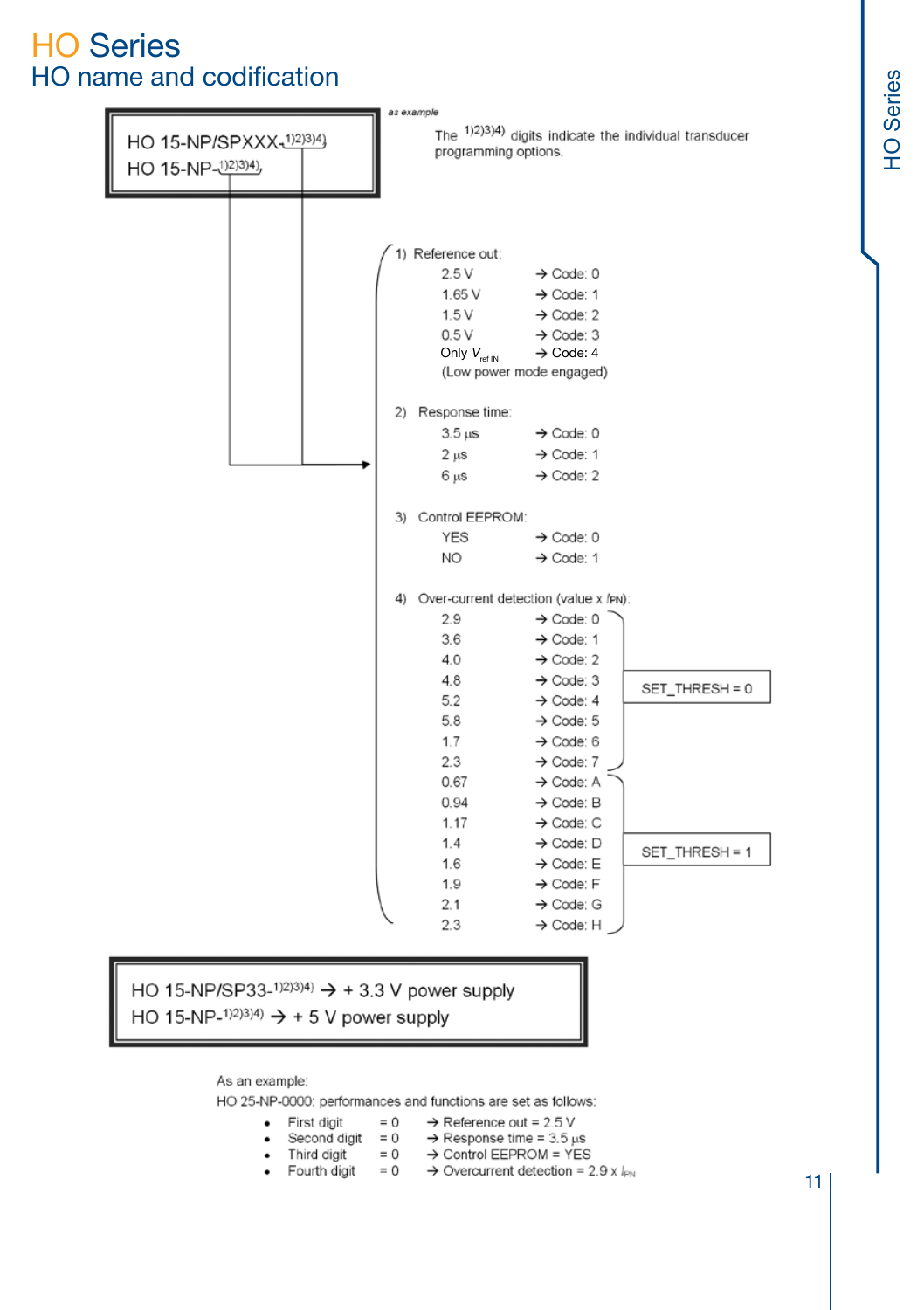# HO Series

## HO name and codification

*as example*

HO 15-NP/SPXXX-1)2)3)4)
HO 15-NP-1)2)3)4)

The 1)2)3)4) digits indicate the individual transducer programming options.

1) Reference out:

| Value | Code |
|---|---|
| 2.5 V | → Code: 0 |
| 1.65 V | → Code: 1 |
| 1.5 V | → Code: 2 |
| 0.5 V | → Code: 3 |
| Only $V_{ref\ IN}$ (Low power mode engaged) | → Code: 4 |

2) Response time:

| Value | Code |
|---|---|
| 3.5 µs | → Code: 0 |
| 2 µs | → Code: 1 |
| 6 µs | → Code: 2 |

3) Control EEPROM:

| Value | Code |
|---|---|
| YES | → Code: 0 |
| NO | → Code: 1 |

4) Over-current detection (value x $I_{PN}$):

| Value | Code | |
|---|---|---|
| 2.9 | → Code: 0 | SET_THRESH = 0 |
| 3.6 | → Code: 1 | SET_THRESH = 0 |
| 4.0 | → Code: 2 | SET_THRESH = 0 |
| 4.8 | → Code: 3 | SET_THRESH = 0 |
| 5.2 | → Code: 4 | SET_THRESH = 0 |
| 5.8 | → Code: 5 | SET_THRESH = 0 |
| 1.7 | → Code: 6 | SET_THRESH = 0 |
| 2.3 | → Code: 7 | SET_THRESH = 0 |
| 0.67 | → Code: A | SET_THRESH = 1 |
| 0.94 | → Code: B | SET_THRESH = 1 |
| 1.17 | → Code: C | SET_THRESH = 1 |
| 1.4 | → Code: D | SET_THRESH = 1 |
| 1.6 | → Code: E | SET_THRESH = 1 |
| 1.9 | → Code: F | SET_THRESH = 1 |
| 2.1 | → Code: G | SET_THRESH = 1 |
| 2.3 | → Code: H | SET_THRESH = 1 |

HO 15-NP/SP33-1)2)3)4) → + 3.3 V power supply
HO 15-NP-1)2)3)4) → + 5 V power supply

As an example:
HO 25-NP-0000: performances and functions are set as follows:

- First digit = 0 → Reference out = 2.5 V
- Second digit = 0 → Response time = 3.5 µs
- Third digit = 0 → Control EEPROM = YES
- Fourth digit = 0 → Overcurrent detection = 2.9 x $I_{PN}$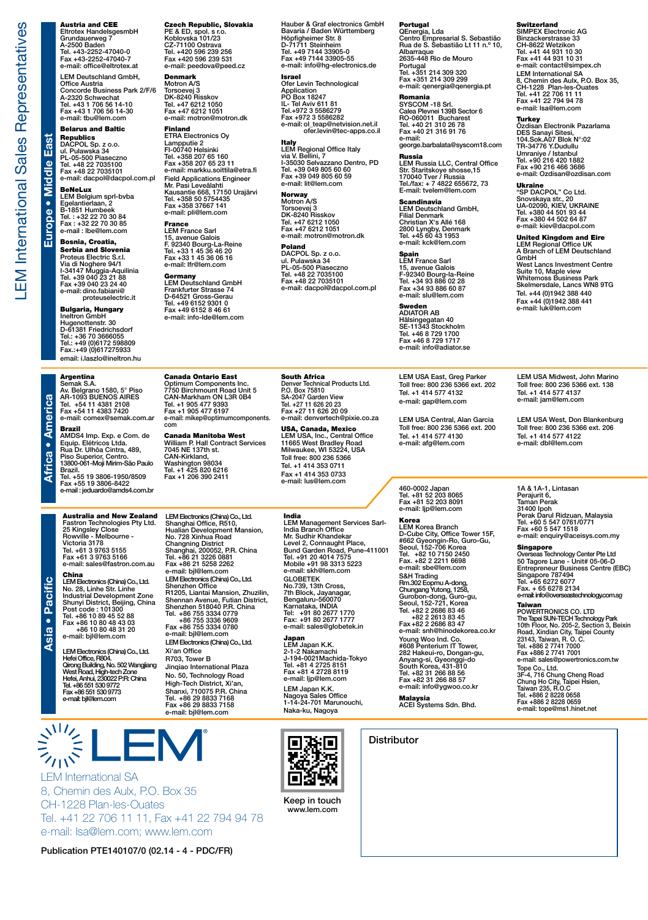# LEM International Sales Representatives

## Europe • Middle East

**Austria and CEE**
Eltrotex HandelsgesmbH
Grundauerweg 7
A-2500 Baden
Tel. +43-2252-47040-0
Fax +43-2252-47040-7
e-mail: office@eltrotex.at

LEM Deutschland GmbH,
Office Austria
Concorde Business Park 2/F/6
A-2320 Schwechat
Tel. +43 1 706 56 14-10
Fax +43 1 706 56 14-30
e-mail: tbu@lem.com

**Belarus and Baltic Republics**
DACPOL Sp. z o.o.
ul. Pulawska 34
PL-05-500 Piaseczno
Tel. +48 22 7035100
Fax +48 22 7035101
e-mail: dacpol@dacpol.com.pl

**BeNeLux**
LEM Belgium sprl-bvba
Egelantierlaan, 2
B-1851 Humbeek
Tel. : +32 22 70 30 84
Fax : +32 22 70 30 85
e-mail : lbe@lem.com

**Bosnia, Croatia, Serbia and Slovenia**
Proteus Electric S.r.l.
Via di Noghere 94/1
I-34147 Muggia-Aquilinia
Tel. +39 040 23 21 88
Fax +39 040 23 24 40
e-mail: dino.fabiani@proteuselectric.it

**Bulgaria, Hungary**
Ineltron GmbH
Hugenottenstr. 30
D-61381 Friedrichsdorf
Tel.: +36 70 3666055
Tel.: +49 (0)6172 598809
Fax.:+49 (0)617275933
email: i.laszlo@ineltron.hu

**Czech Republic, Slovakia**
PE & ED, spol. s r.o.
Koblovska 101/23
CZ-71100 Ostrava
Tel. +420 596 239 256
Fax +420 596 239 531
e-mail: peedova@peed.cz

**Denmark**
Motron A/S
Torsoevej 3
DK-8240 Risskov
Tel. +47 6212 1050
Fax +47 6212 1051
e-mail: motron@motron.dk

**Finland**
ETRA Electronics Oy
Lampputie 2
FI-00740 Helsinki
Tel. +358 207 65 160
Fax +358 207 65 23 11
e-mail: markku.soittila@etra.fi
Field Applications Engineer
Mr. Pasi Leveälahti
Kausantie 668, 17150 Urajärvi
Tel. +358 50 5754435
Fax +358 37667 141
e-mail: pli@lem.com

**France**
LEM France Sarl
15, avenue Galois
F. 92340 Bourg-La-Reine
Tel. +33 1 45 36 46 20
Fax +33 1 45 36 06 16
e-mail: lfr@lem.com

**Germany**
LEM Deutschland GmbH
Frankfurter Strasse 74
D-64521 Gross-Gerau
Tel. +49 6152 9301 0
Fax +49 6152 8 46 61
e-mail: info-lde@lem.com

Hauber & Graf electronics GmbH
Bavaria / Baden Württemberg
Höpfigheimer Str. 8
D-71711 Steinheim
Tel. +49 7144 33905-0
Fax +49 7144 33905-55
e-mail: info@hg-electronics.de

**Israel**
Ofer Levin Technological Application
PO Box 18247
IL- Tel Aviv 611 81
Tel. +972 3 5586279
Fax +972 3 5586282
e-mail: ol_teap@netvision.net.il
ofer.levin@tec-apps.co.il

**Italy**
LEM Regional Office Italy
via V. Bellini, 7
I-35030 Selvazzano Dentro, PD
Tel. +39 049 805 60 60
Fax +39 049 805 60 59
e-mail: lit@lem.com

**Norway**
Motron A/S
Torsoevej 3
DK-8240 Risskov
Tel. +47 6212 1050
Fax +47 6212 1051
e-mail: motron@motron.dk

**Poland**
DACPOL Sp. z o.o.
ul. Pulawska 34
PL-05-500 Piaseczno
Tel. +48 22 7035100
Fax +48 22 7035101
e-mail: dacpol@dacpol.com.pl

**Portugal**
QEnergia, Lda
Centro Empresarial S. Sebastião
Rua de S. Sebastião Lt 11 n.º 10,
Albarraque
2635-448 Rio de Mouro
Portugal
Tel. +351 214 309 320
Fax +351 214 309 299
e-mail: qenergia@qenergia.pt

**Romania**
SYSCOM -18 Srl.
Calea Plevnei 139B Sector 6
RO-060011 Bucharest
Tel. +40 21 310 26 78
Fax +40 21 316 91 76
e-mail: george.barbalata@syscom18.com

**Russia**
LEM Russia LLC, Central Office
Str. Staritskoye shosse,15
170040 Tver / Russia
Tel./fax: + 7 4822 655672, 73
E-mail: tvelem@lem.com

**Scandinavia**
LEM Deutschland GmbH,
Filial Denmark
Christian X's Allé 168
2800 Lyngby, Denmark
Tel. +45 60 43 1953
e-mail: kck@lem.com

**Spain**
LEM France Sarl
15, avenue Galois
F-92340 Bourg-la-Reine
Tel. +34 93 886 02 28
Fax +34 93 886 60 87
e-mail: slu@lem.com

**Sweden**
ADIATOR AB
Hälsingegatan 40
SE-11343 Stockholm
Tel. +46 8 729 1700
Fax +46 8 729 1717
e-mail: info@adiator.se

**Switzerland**
SIMPEX Electronic AG
Binzackerstrasse 33
CH-8622 Wetzikon
Tel. +41 44 931 10 30
Fax +41 44 931 10 31
e-mail: contact@simpex.ch

LEM International SA
8, Chemin des Aulx, P.O. Box 35,
CH-1228 Plan-les-Ouates
Tel. +41 22 706 11 11
Fax +41 22 794 94 78
e-mail: lsa@lem.com

**Turkey**
Özdisan Electronik Pazarlama
DES Sanayi Sitesi,
104.Sok.A07 Blok N°:02
TR-34776 Y.Dudullu
Umraniye / Istanbul
Tel. +90 216 420 1882
Fax +90 216 466 3686
e-mail: Ozdisan@ozdisan.com

**Ukraine**
"SP DACPOL" Co Ltd.
Snovskaya str., 20
UA-02090, KIEV, UKRAINE
Tel. +380 44 501 93 44
Fax +380 44 502 64 87
e-mail: kiev@dacpol.com

**United Kingdom and Eire**
LEM Regional Office UK
A Branch of LEM Deutschland GmbH
West Lancs Investment Centre
Suite 10, Maple view
Whitemoss Business Park
Skelmersdale, Lancs WN8 9TG
Tel. +44 (0)1942 388 440
Fax +44 (0)1942 388 441
e-mail: luk@lem.com

## Africa • America

**Argentina**
Semak S.A.
Av. Belgrano 1580, 5° Piso
AR-1093 BUENOS AIRES
Tel. +54 11 4381 2108
Fax +54 11 4383 7420
e-mail: comex@semak.com.ar

**Brazil**
AMDS4 Imp. Exp. e Com. de Equip. Elétricos Ltda.
Rua Dr. Ulhôa Cintra, 489,
Piso Superior, Centro.
13800-061-Moji Mirim-São Paulo
Brazil.
Tel. +55 19 3806-1950/8509
Fax +55 19 3806-8422
e-mail : jeduardo@amds4.com.br

**Canada Ontario East**
Optimum Components Inc.
7750 Birchmount Road Unit 5
CAN-Markham ON L3R 0B4
Tel. +1 905 477 9393
Fax +1 905 477 6197
e-mail: mikep@optimumcomponents.com

**Canada Manitoba West**
William P. Hall Contract Services
7045 NE 137th st.
CAN-Kirkland,
Washington 98034
Tel. +1 425 820 6216
Fax +1 206 390 2411

**South Africa**
Denver Technical Products Ltd.
P.O. Box 75810
SA-2047 Garden View
Tel. +27 11 626 20 23
Fax +27 11 626 20 09
e-mail: denvertech@pixie.co.za

**USA, Canada, Mexico**
LEM USA, Inc., Central Office
11665 West Bradley Road
Milwaukee, WI 53224, USA
Toll free: 800 236 5366
Tel. +1 414 353 0711
Fax +1 414 353 0733
e-mail: lus@lem.com

LEM USA East, Greg Parker
Toll free: 800 236 5366 ext. 202
Tel. +1 414 577 4132
e-mail: gap@lem.com

LEM USA Central, Alan Garcia
Toll free: 800 236 5366 ext. 200
Tel. +1 414 577 4130
e-mail: afg@lem.com

LEM USA Midwest, John Marino
Toll free: 800 236 5366 ext. 138
Tel. +1 414 577 4137
e-mail: jam@lem.com

LEM USA West, Don Blankenburg
Toll free: 800 236 5366 ext. 206
Tel. +1 414 577 4122
e-mail: dbl@lem.com

## Asia • Pacific

**Australia and New Zealand**
Fastron Technologies Pty Ltd.
25 Kingsley Close
Rowville - Melbourne -
Victoria 3178
Tel. +61 3 9763 5155
Fax +61 3 9763 5166
e-mail: sales@fastron.com.au

**China**
LEM Electronics (China) Co., Ltd.
No. 28, Linhe Str. Linhe
Industrial Development Zone
Shunyi District, Beijing, China
Post code : 101300
Tel. +86 10 89 45 52 88
Fax +86 10 80 48 43 03
+86 10 80 48 31 20
e-mail: bjl@lem.com

LEM Electronics (China) Co., Ltd.
Hefei Office, R804.
Qirong Building, No. 502 Wangjiang
West Road, High-tech Zone
Hefei, Anhui, 230022 P.R. China
Tel. +86 551 530 9772
Fax +86 551 530 9773
e-mail: bjl@lem.com

LEM Electronics (China) Co., Ltd.
Shanghai Office, R510,
Hualian Development Mansion,
No. 728 Xinhua Road
Changning District
Shanghai, 200052, P.R. China
Tel. +86 21 3226 0881
Fax +86 21 5258 2262
e-mail: sjh@lem.com

LEM Electronics (China) Co., Ltd.
Shenzhen Office
R1205, Liantai Mansion, Zhuzilin,
Shennan Avenue, Futian District,
Shenzhen 518040 P.R. China
Tel. +86 755 3334 0779
+86 755 3336 9609
Fax +86 755 3334 0780
e-mail: bjl@lem.com

LEM Electronics (China) Co., Ltd.
Xi'an Office
R703, Tower B
Jinqiao International Plaza
No. 50, Technology Road
High-Tech District, Xi'an,
Shanxi, 710075 P.R. China
Tel. +86 29 8833 7168
Fax +86 29 8833 7158
e-mail: bjl@lem.com

**India**
LEM Management Services Sarl-
India Branch Office
Mr. Sudhir Khandekar
Level 2, Connaught Place,
Bund Garden Road, Pune-411001
Tel. +91 20 4014 7575
Mobile +91 98 3313 5223
e-mail: skh@lem.com

GLOBETEK
No.739, 13th Cross,
7th Block, Jayanagar,
Bengaluru-560070
Karnataka, INDIA
Tel: +91 80 2677 1770
Fax: +91 80 2677 1777
e-mail: sales@globetek.in

**Japan**
LEM Japan K.K.
2-1-2 Nakamachi
J-194-0021Machida-Tokyo
Tel. +81 4 2725 8151
Fax +81 4 2728 8119
e-mail: ljp@lem.com

LEM Japan K.K.
Nagoya Sales Office
1-14-24-701 Marunouchi,
Naka-ku, Nagoya
460-0002 Japan
Tel. +81 52 203 8065
Fax +81 52 203 8091
e-mail: ljp@lem.com

**Korea**
LEM Korea Branch
D-Cube City, Office Tower 15F,
#662 Gyeongin-Ro, Guro-Gu,
Seoul, 152-706 Korea
Tel. +82 10 7150 2450
Fax. +82 2 2211 6698
e-mail: sbe@lem.com

S&H Trading
Rm.302 Eopmu A-dong,
Chungang Yutong, 1258,
Gurobon-dong, Guro-gu,
Seoul, 152-721, Korea
Tel. +82 2 2686 83 46
+82 2 2613 83 45
Fax +82 2 2686 83 47
e-mail: snh@hinodekorea.co.kr

Young Woo Ind. Co.
#608 Penterium IT Tower,
282 Hakeui-ro, Dongan-gu,
Anyang-si, Gyeonggi-do
South Korea, 431-810
Tel. +82 31 266 88 56
Fax +82 31 266 88 57
e-mail: info@ygwoo.co.kr

**Malaysia**
ACEI Systems Sdn. Bhd.
1A & 1A-1, Lintasan
Perajurit 6,
Taman Perak
31400 Ipoh
Perak Darul Ridzuan, Malaysia
Tel. +60 5 547 0761/0771
Fax +60 5 547 1518
e-mail: enquiry@aceisys.com.my

**Singapore**
Overseas Technology Center Pte Ltd
50 Tagore Lane - Unit# 05-06-D
Entrepreneur Business Centre (EBC)
Singapore 787494
Tel. +65 6272 6077
Fax. + 65 6278 2134
e-mail: info@overseastechnology.com.sg

**Taiwan**
POWERTRONICS CO. LTD
The Taipei SUN-TECH Technology Park
10th Floor, No. 205-2, Section 3, Beixin
Road, Xindian City, Taipei County
23143, Taiwan, R. O. C.
Tel. +886 2 7741 7000
Fax +886 2 7741 7001
e-mail: sales@powertronics.com.tw

Tope Co., Ltd.
3F-4, 716 Chung Cheng Road
Chung Ho City, Taipei Hsien,
Taiwan 235, R.O.C
Tel. +886 2 8228 0658
Fax +886 2 8228 0659
e-mail: tope@ms1.hinet.net

---

LEM

LEM International SA
8, Chemin des Aulx, P.O. Box 35
CH-1228 Plan-les-Ouates
Tel. +41 22 706 11 11, Fax +41 22 794 94 78
e-mail: lsa@lem.com; www.lem.com

Keep in touch
www.lem.com

Distributor

Publication PTE140107/0 (02.14 - 4 - PDC/FR)